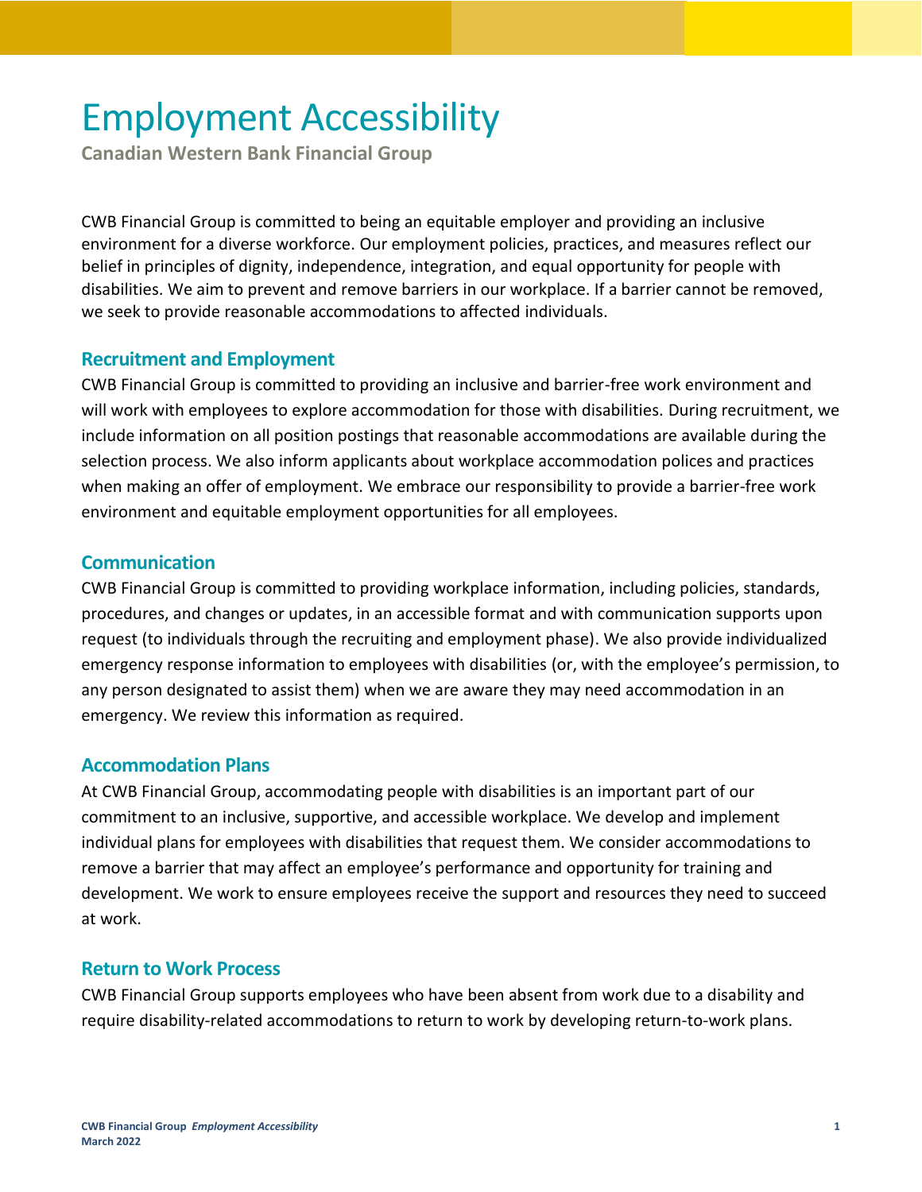# Employment Accessibility

**Canadian Western Bank Financial Group**

CWB Financial Group is committed to being an equitable employer and providing an inclusive environment for a diverse workforce. Our employment policies, practices, and measures reflect our belief in principles of dignity, independence, integration, and equal opportunity for people with disabilities. We aim to prevent and remove barriers in our workplace. If a barrier cannot be removed, we seek to provide reasonable accommodations to affected individuals.

## Recruitment and Employment

CWB Financial Group is committed to providing an inclusive and barrier-free work environment and will work with employees to explore accommodation for those with disabilities. During recruitment, we include information on all position postings that reasonable accommodations are available during the selection process. We also inform applicants about workplace accommodation polices and practices when making an offer of employment. We embrace our responsibility to provide a barrier-free work environment and equitable employment opportunities for all employees.

## Communication

CWB Financial Group is committed to providing workplace information, including policies, standards, procedures, and changes or updates, in an accessible format and with communication supports upon request (to individuals through the recruiting and employment phase). We also provide individualized emergency response information to employees with disabilities (or, with the employee's permission, to any person designated to assist them) when we are aware they may need accommodation in an emergency. We review this information as required.

## Accommodation Plans

At CWB Financial Group, accommodating people with disabilities is an important part of our commitment to an inclusive, supportive, and accessible workplace. We develop and implement individual plans for employees with disabilities that request them. We consider accommodations to remove a barrier that may affect an employee's performance and opportunity for training and development. We work to ensure employees receive the support and resources they need to succeed at work.

## Return to Work Process

CWB Financial Group supports employees who have been absent from work due to a disability and require disability-related accommodations to return to work by developing return-to-work plans.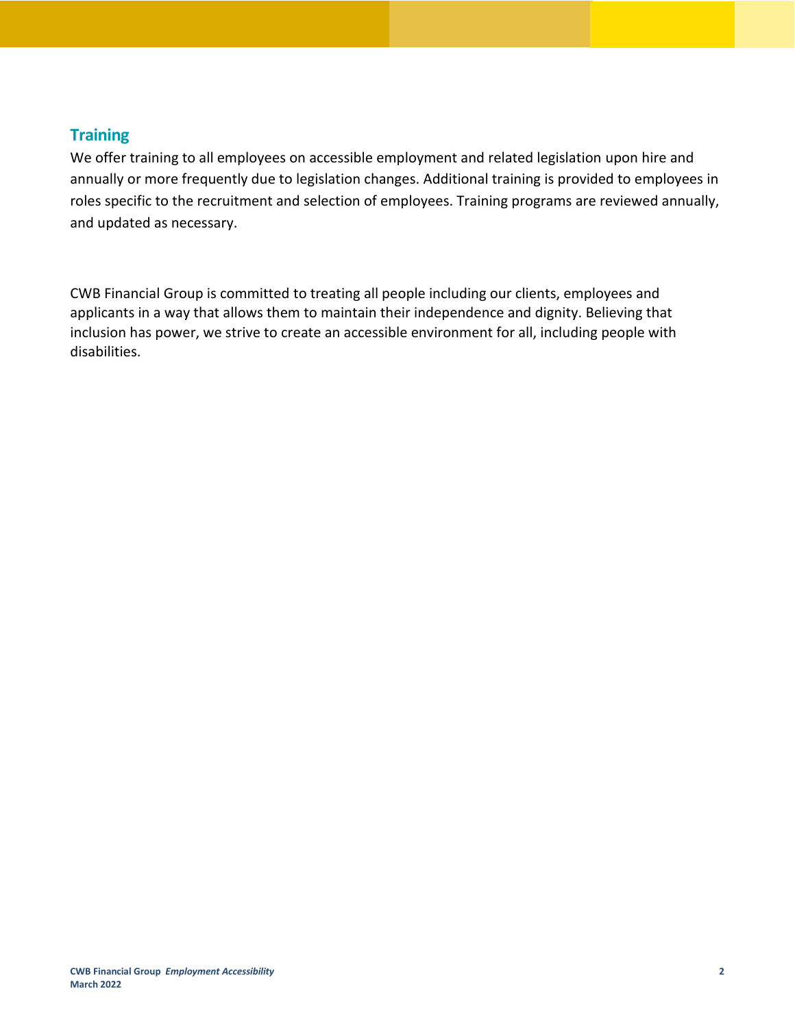## Training

We offer training to all employees on accessible employment and related legislation upon hire and annually or more frequently due to legislation changes. Additional training is provided to employees in roles specific to the recruitment and selection of employees. Training programs are reviewed annually, and updated as necessary.

CWB Financial Group is committed to treating all people including our clients, employees and applicants in a way that allows them to maintain their independence and dignity. Believing that inclusion has power, we strive to create an accessible environment for all, including people with disabilities.